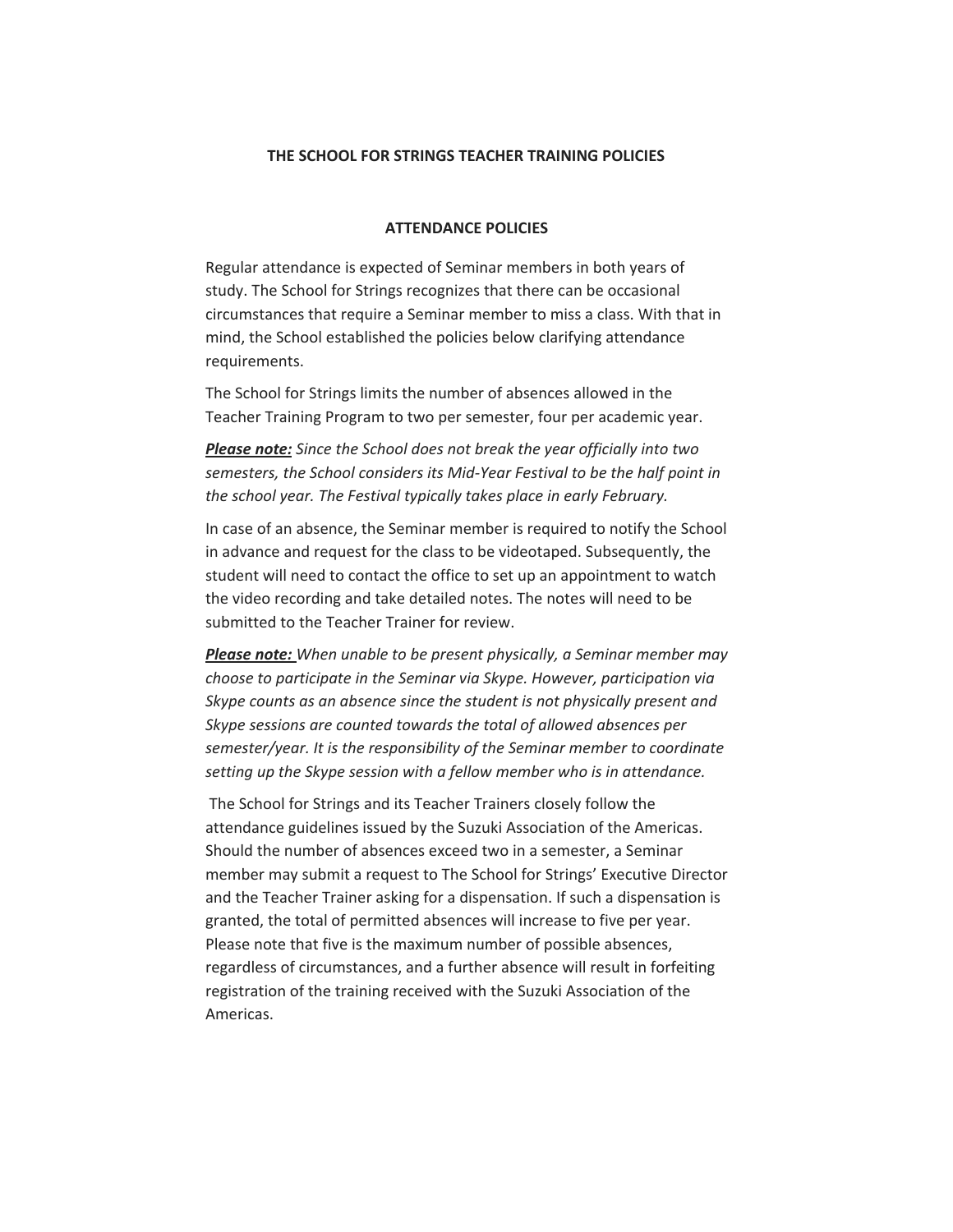# THE SCHOOL FOR STRINGS TEACHER TRAINING POLICIES

## ATTENDANCE POLICIES

Regular attendance is expected of Seminar members in both years of study. The School for Strings recognizes that there can be occasional circumstances that require a Seminar member to miss a class. With that in mind, the School established the policies below clarifying attendance requirements.

The School for Strings limits the number of absences allowed in the Teacher Training Program to two per semester, four per academic year.

***Please note:*** *Since the School does not break the year officially into two semesters, the School considers its Mid-Year Festival to be the half point in the school year. The Festival typically takes place in early February.*

In case of an absence, the Seminar member is required to notify the School in advance and request for the class to be videotaped. Subsequently, the student will need to contact the office to set up an appointment to watch the video recording and take detailed notes. The notes will need to be submitted to the Teacher Trainer for review.

***Please note:*** *When unable to be present physically, a Seminar member may choose to participate in the Seminar via Skype. However, participation via Skype counts as an absence since the student is not physically present and Skype sessions are counted towards the total of allowed absences per semester/year. It is the responsibility of the Seminar member to coordinate setting up the Skype session with a fellow member who is in attendance.*

The School for Strings and its Teacher Trainers closely follow the attendance guidelines issued by the Suzuki Association of the Americas. Should the number of absences exceed two in a semester, a Seminar member may submit a request to The School for Strings' Executive Director and the Teacher Trainer asking for a dispensation. If such a dispensation is granted, the total of permitted absences will increase to five per year. Please note that five is the maximum number of possible absences, regardless of circumstances, and a further absence will result in forfeiting registration of the training received with the Suzuki Association of the Americas.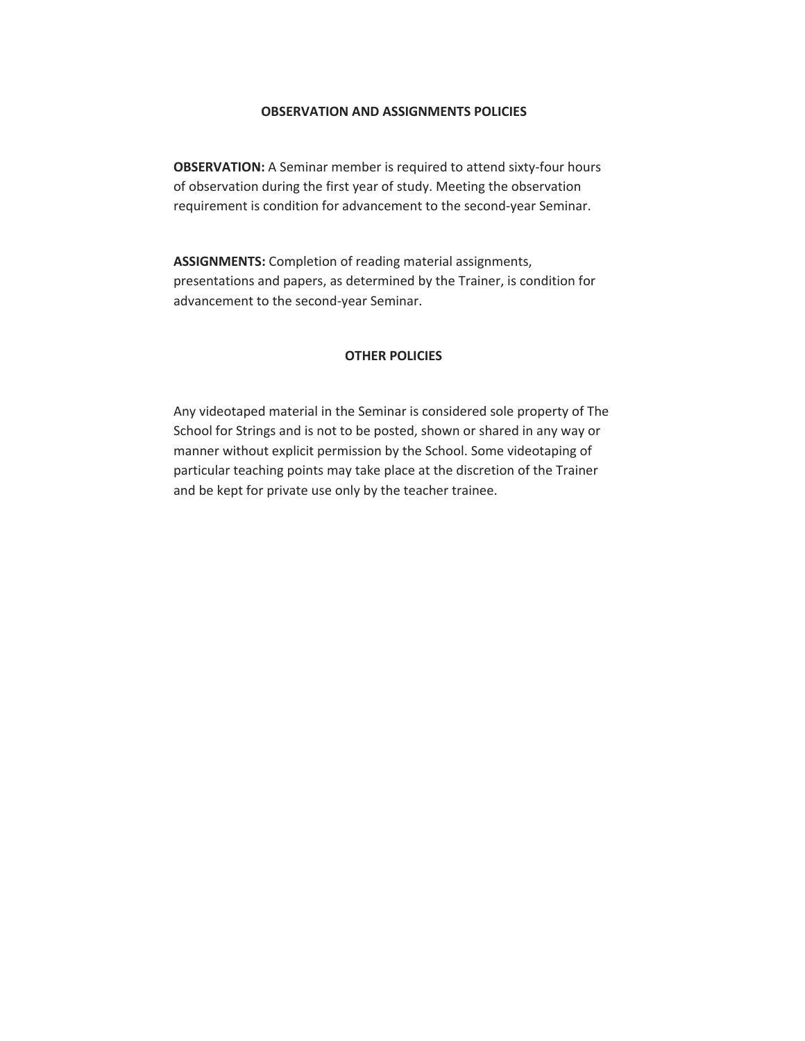## OBSERVATION AND ASSIGNMENTS POLICIES

**OBSERVATION:** A Seminar member is required to attend sixty-four hours of observation during the first year of study. Meeting the observation requirement is condition for advancement to the second-year Seminar.

**ASSIGNMENTS:** Completion of reading material assignments, presentations and papers, as determined by the Trainer, is condition for advancement to the second-year Seminar.

## OTHER POLICIES

Any videotaped material in the Seminar is considered sole property of The School for Strings and is not to be posted, shown or shared in any way or manner without explicit permission by the School. Some videotaping of particular teaching points may take place at the discretion of the Trainer and be kept for private use only by the teacher trainee.